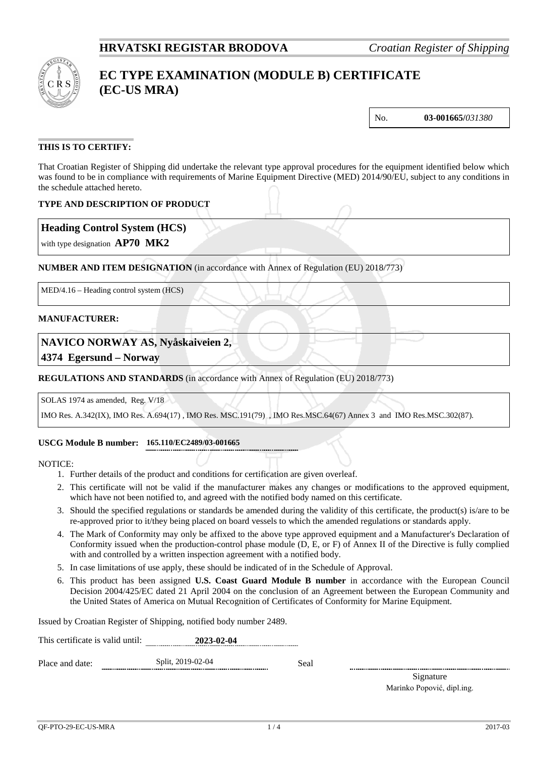**HRVATSKI REGISTAR BRODOVA** *Croatian Register of Shipping*

# EC TYPE EXAMINATION (MODULE B) CERTIFICATE (EC-US MRA)

No. **03-001665/***031380*

**THIS IS TO CERTIFY:**

That Croatian Register of Shipping did undertake the relevant type approval procedures for the equipment identified below which was found to be in compliance with requirements of Marine Equipment Directive (MED) 2014/90/EU, subject to any conditions in the schedule attached hereto.

**TYPE AND DESCRIPTION OF PRODUCT**

**Heading Control System (HCS)**

with type designation **AP70 MK2**

**NUMBER AND ITEM DESIGNATION** (in accordance with Annex of Regulation (EU) 2018/773)

MED/4.16 – Heading control system (HCS)

**MANUFACTURER:**

**NAVICO NORWAY AS, Nyåskaiveien 2,**
**4374 Egersund – Norway**

**REGULATIONS AND STANDARDS** (in accordance with Annex of Regulation (EU) 2018/773)

SOLAS 1974 as amended, Reg. V/18

IMO Res. A.342(IX), IMO Res. A.694(17) , IMO Res. MSC.191(79) , IMO Res.MSC.64(67) Annex 3 and IMO Res.MSC.302(87).

**USCG Module B number:** **165.110/EC2489/03-001665**

NOTICE:

1. Further details of the product and conditions for certification are given overleaf.
2. This certificate will not be valid if the manufacturer makes any changes or modifications to the approved equipment, which have not been notified to, and agreed with the notified body named on this certificate.
3. Should the specified regulations or standards be amended during the validity of this certificate, the product(s) is/are to be re-approved prior to it/they being placed on board vessels to which the amended regulations or standards apply.
4. The Mark of Conformity may only be affixed to the above type approved equipment and a Manufacturer's Declaration of Conformity issued when the production-control phase module (D, E, or F) of Annex II of the Directive is fully complied with and controlled by a written inspection agreement with a notified body.
5. In case limitations of use apply, these should be indicated of in the Schedule of Approval.
6. This product has been assigned **U.S. Coast Guard Module B number** in accordance with the European Council Decision 2004/425/EC dated 21 April 2004 on the conclusion of an Agreement between the European Community and the United States of America on Mutual Recognition of Certificates of Conformity for Marine Equipment.

Issued by Croatian Register of Shipping, notified body number 2489.

This certificate is valid until: **2023-02-04**

Place and date: Split, 2019-02-04

Seal

Signature
Marinko Popović, dipl.ing.

QF-PTO-29-EC-US-MRA 2017-03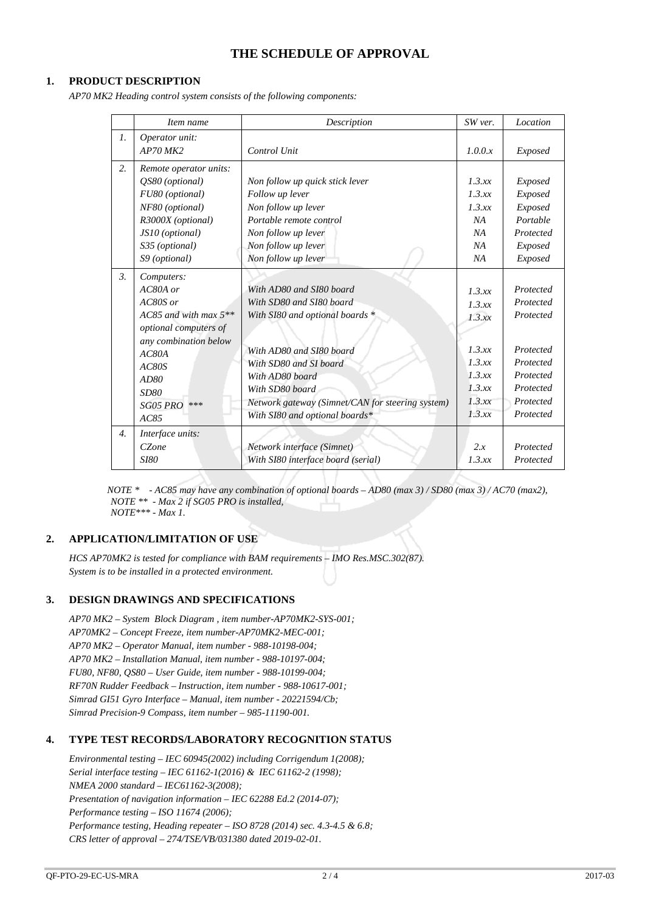# THE SCHEDULE OF APPROVAL

## 1. PRODUCT DESCRIPTION

*AP70 MK2 Heading control system consists of the following components:*

| | *Item name* | *Description* | *SW ver.* | *Location* |
|---|---|---|---|---|
| *1.* | *Operator unit:*<br>*AP70 MK2* | <br>*Control Unit* | <br>*1.0.0.x* | <br>*Exposed* |
| *2.* | *Remote operator units:*<br>*QS80 (optional)*<br>*FU80 (optional)*<br>*NF80 (optional)*<br>*R3000X (optional)*<br>*JS10 (optional)*<br>*S35 (optional)*<br>*S9 (optional)* | <br>*Non follow up quick stick lever*<br>*Follow up lever*<br>*Non follow up lever*<br>*Portable remote control*<br>*Non follow up lever*<br>*Non follow up lever*<br>*Non follow up lever* | <br>*1.3.xx*<br>*1.3.xx*<br>*1.3.xx*<br>*NA*<br>*NA*<br>*NA*<br>*NA* | <br>*Exposed*<br>*Exposed*<br>*Exposed*<br>*Portable*<br>*Protected*<br>*Exposed*<br>*Exposed* |
| *3.* | *Computers:*<br>*AC80A or*<br>*AC80S or*<br>*AC85 and with max 5*** *optional computers of any combination below*<br>*AC80A*<br>*AC80S*<br>*AD80*<br>*SD80*<br>*SG05 PRO ****<br>*AC85* | <br>*With AD80 and SI80 board*<br>*With SD80 and SI80 board*<br>*With SI80 and optional boards **<br><br>*With AD80 and SI80 board*<br>*With SD80 and SI board*<br>*With AD80 board*<br>*With SD80 board*<br>*Network gateway (Simnet/CAN for steering system)*<br>*With SI80 and optional boards** | <br>*1.3.xx*<br>*1.3.xx*<br>*1.3.xx*<br><br>*1.3.xx*<br>*1.3.xx*<br>*1.3.xx*<br>*1.3.xx*<br>*1.3.xx*<br>*1.3.xx* | <br>*Protected*<br>*Protected*<br>*Protected*<br><br>*Protected*<br>*Protected*<br>*Protected*<br>*Protected*<br>*Protected*<br>*Protected* |
| *4.* | *Interface units:*<br>*CZone*<br>*SI80* | <br>*Network interface (Simnet)*<br>*With SI80 interface board (serial)* | <br>*2.x*<br>*1.3.xx* | <br>*Protected*<br>*Protected* |

*NOTE * - AC85 may have any combination of optional boards – AD80 (max 3) / SD80 (max 3) / AC70 (max2),*
*NOTE ** - Max 2 if SG05 PRO is installed,*
*NOTE*** - Max 1.*

## 2. APPLICATION/LIMITATION OF USE

*HCS AP70MK2 is tested for compliance with BAM requirements – IMO Res.MSC.302(87).*
*System is to be installed in a protected environment.*

## 3. DESIGN DRAWINGS AND SPECIFICATIONS

*AP70 MK2 – System Block Diagram , item number-AP70MK2-SYS-001;*
*AP70MK2 – Concept Freeze, item number-AP70MK2-MEC-001;*
*AP70 MK2 – Operator Manual, item number - 988-10198-004;*
*AP70 MK2 – Installation Manual, item number - 988-10197-004;*
*FU80, NF80, QS80 – User Guide, item number - 988-10199-004;*
*RF70N Rudder Feedback – Instruction, item number - 988-10617-001;*
*Simrad GI51 Gyro Interface – Manual, item number - 20221594/Cb;*
*Simrad Precision-9 Compass, item number – 985-11190-001.*

## 4. TYPE TEST RECORDS/LABORATORY RECOGNITION STATUS

*Environmental testing – IEC 60945(2002) including Corrigendum 1(2008);*
*Serial interface testing – IEC 61162-1(2016) & IEC 61162-2 (1998);*
*NMEA 2000 standard – IEC61162-3(2008);*
*Presentation of navigation information – IEC 62288 Ed.2 (2014-07);*
*Performance testing – ISO 11674 (2006);*
*Performance testing, Heading repeater – ISO 8728 (2014) sec. 4.3-4.5 & 6.8;*
*CRS letter of approval – 274/TSE/VB/031380 dated 2019-02-01.*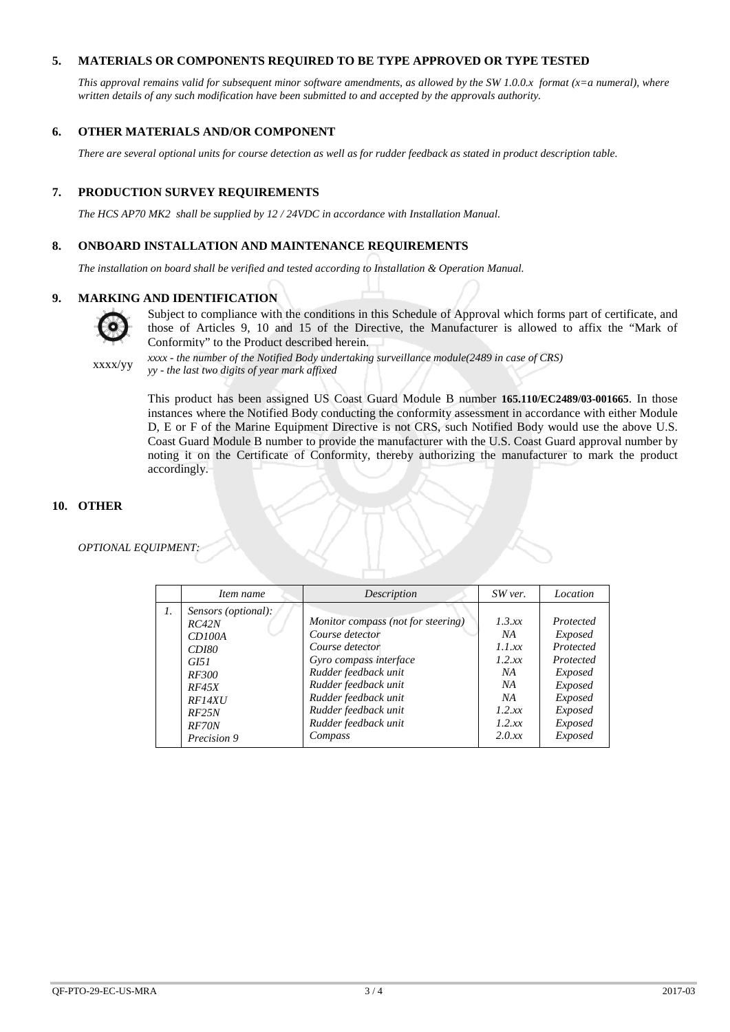## 5. MATERIALS OR COMPONENTS REQUIRED TO BE TYPE APPROVED OR TYPE TESTED

*This approval remains valid for subsequent minor software amendments, as allowed by the SW 1.0.0.x format (x=a numeral), where written details of any such modification have been submitted to and accepted by the approvals authority.*

## 6. OTHER MATERIALS AND/OR COMPONENT

*There are several optional units for course detection as well as for rudder feedback as stated in product description table.*

## 7. PRODUCTION SURVEY REQUIREMENTS

*The HCS AP70 MK2 shall be supplied by 12 / 24VDC in accordance with Installation Manual.*

## 8. ONBOARD INSTALLATION AND MAINTENANCE REQUIREMENTS

*The installation on board shall be verified and tested according to Installation & Operation Manual.*

## 9. MARKING AND IDENTIFICATION

Subject to compliance with the conditions in this Schedule of Approval which forms part of certificate, and those of Articles 9, 10 and 15 of the Directive, the Manufacturer is allowed to affix the "Mark of Conformity" to the Product described herein.

xxxx/yy

*xxxx - the number of the Notified Body undertaking surveillance module(2489 in case of CRS)*
*yy - the last two digits of year mark affixed*

This product has been assigned US Coast Guard Module B number **165.110/EC2489/03-001665**. In those instances where the Notified Body conducting the conformity assessment in accordance with either Module D, E or F of the Marine Equipment Directive is not CRS, such Notified Body would use the above U.S. Coast Guard Module B number to provide the manufacturer with the U.S. Coast Guard approval number by noting it on the Certificate of Conformity, thereby authorizing the manufacturer to mark the product accordingly.

## 10. OTHER

*OPTIONAL EQUIPMENT:*

| | *Item name* | *Description* | *SW ver.* | *Location* |
|---|---|---|---|---|
| *1.* | *Sensors (optional):* | | | |
| | *RC42N* | *Monitor compass (not for steering)* | *1.3.xx* | *Protected* |
| | *CD100A* | *Course detector* | *NA* | *Exposed* |
| | *CDI80* | *Course detector* | *1.1.xx* | *Protected* |
| | *GI51* | *Gyro compass interface* | *1.2.xx* | *Protected* |
| | *RF300* | *Rudder feedback unit* | *NA* | *Exposed* |
| | *RF45X* | *Rudder feedback unit* | *NA* | *Exposed* |
| | *RF14XU* | *Rudder feedback unit* | *NA* | *Exposed* |
| | *RF25N* | *Rudder feedback unit* | *1.2.xx* | *Exposed* |
| | *RF70N* | *Rudder feedback unit* | *1.2.xx* | *Exposed* |
| | *Precision 9* | *Compass* | *2.0.xx* | *Exposed* |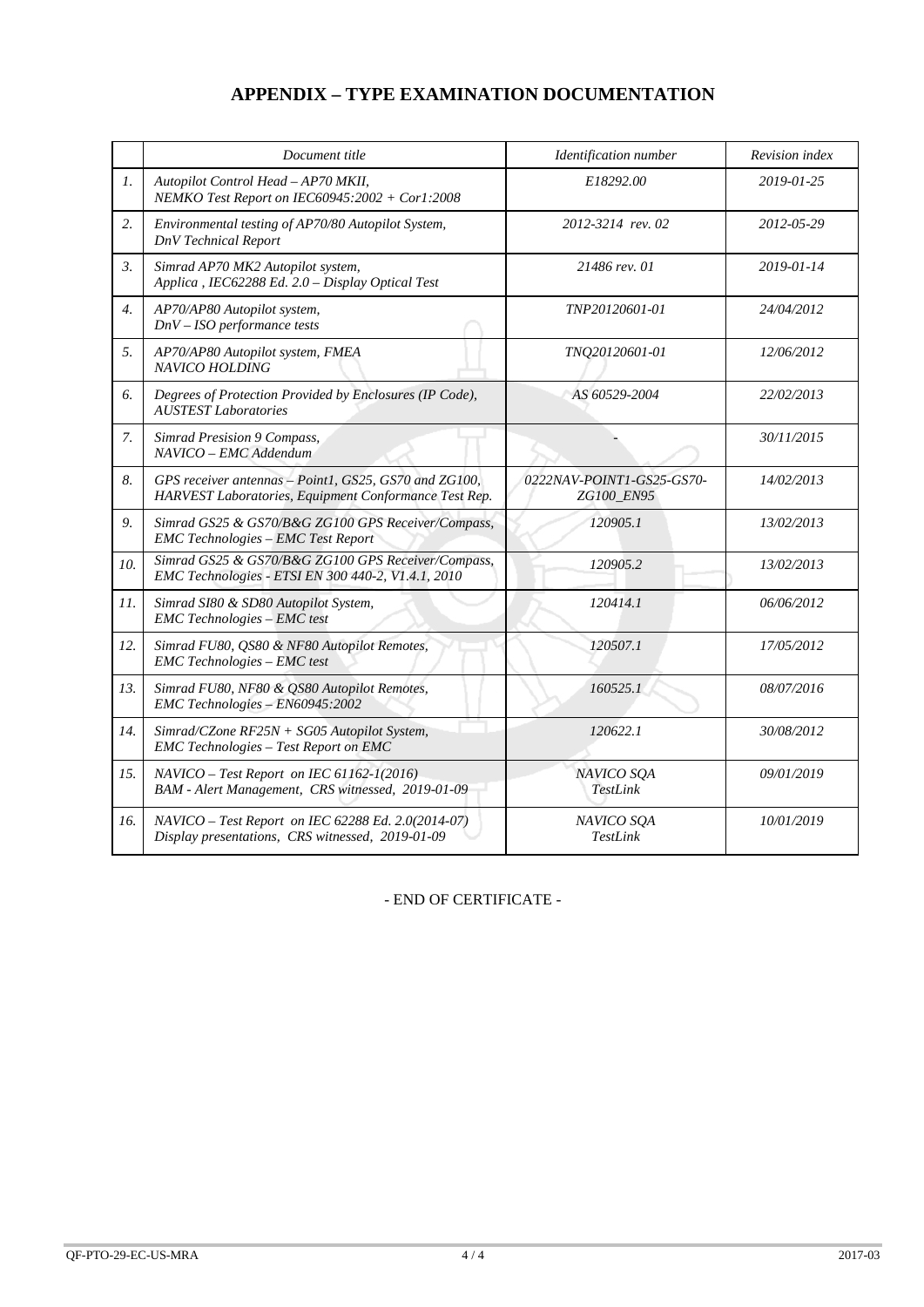## APPENDIX – TYPE EXAMINATION DOCUMENTATION

| | *Document title* | *Identification number* | *Revision index* |
|---|---|---|---|
| *1.* | *Autopilot Control Head – AP70 MKII,*<br>*NEMKO Test Report on IEC60945:2002 + Cor1:2008* | *E18292.00* | *2019-01-25* |
| *2.* | *Environmental testing of AP70/80 Autopilot System,*<br>*DnV Technical Report* | *2012-3214 rev. 02* | *2012-05-29* |
| *3.* | *Simrad AP70 MK2 Autopilot system,*<br>*Applica , IEC62288 Ed. 2.0 – Display Optical Test* | *21486 rev. 01* | *2019-01-14* |
| *4.* | *AP70/AP80 Autopilot system,*<br>*DnV – ISO performance tests* | *TNP20120601-01* | *24/04/2012* |
| *5.* | *AP70/AP80 Autopilot system, FMEA*<br>*NAVICO HOLDING* | *TNQ20120601-01* | *12/06/2012* |
| *6.* | *Degrees of Protection Provided by Enclosures (IP Code),*<br>*AUSTEST Laboratories* | *AS 60529-2004* | *22/02/2013* |
| *7.* | *Simrad Presision 9 Compass,*<br>*NAVICO – EMC Addendum* | - | *30/11/2015* |
| *8.* | *GPS receiver antennas – Point1, GS25, GS70 and ZG100,*<br>*HARVEST Laboratories, Equipment Conformance Test Rep.* | *0222NAV-POINT1-GS25-GS70-ZG100_EN95* | *14/02/2013* |
| *9.* | *Simrad GS25 & GS70/B&G ZG100 GPS Receiver/Compass,*<br>*EMC Technologies – EMC Test Report* | *120905.1* | *13/02/2013* |
| *10.* | *Simrad GS25 & GS70/B&G ZG100 GPS Receiver/Compass,*<br>*EMC Technologies - ETSI EN 300 440-2, V1.4.1, 2010* | *120905.2* | *13/02/2013* |
| *11.* | *Simrad SI80 & SD80 Autopilot System,*<br>*EMC Technologies – EMC test* | *120414.1* | *06/06/2012* |
| *12.* | *Simrad FU80, QS80 & NF80 Autopilot Remotes,*<br>*EMC Technologies – EMC test* | *120507.1* | *17/05/2012* |
| *13.* | *Simrad FU80, NF80 & QS80 Autopilot Remotes,*<br>*EMC Technologies – EN60945:2002* | *160525.1* | *08/07/2016* |
| *14.* | *Simrad/CZone RF25N + SG05 Autopilot System,*<br>*EMC Technologies – Test Report on EMC* | *120622.1* | *30/08/2012* |
| *15.* | *NAVICO – Test Report on IEC 61162-1(2016)*<br>*BAM - Alert Management, CRS witnessed, 2019-01-09* | *NAVICO SQA TestLink* | *09/01/2019* |
| *16.* | *NAVICO – Test Report on IEC 62288 Ed. 2.0(2014-07)*<br>*Display presentations, CRS witnessed, 2019-01-09* | *NAVICO SQA TestLink* | *10/01/2019* |

- END OF CERTIFICATE -